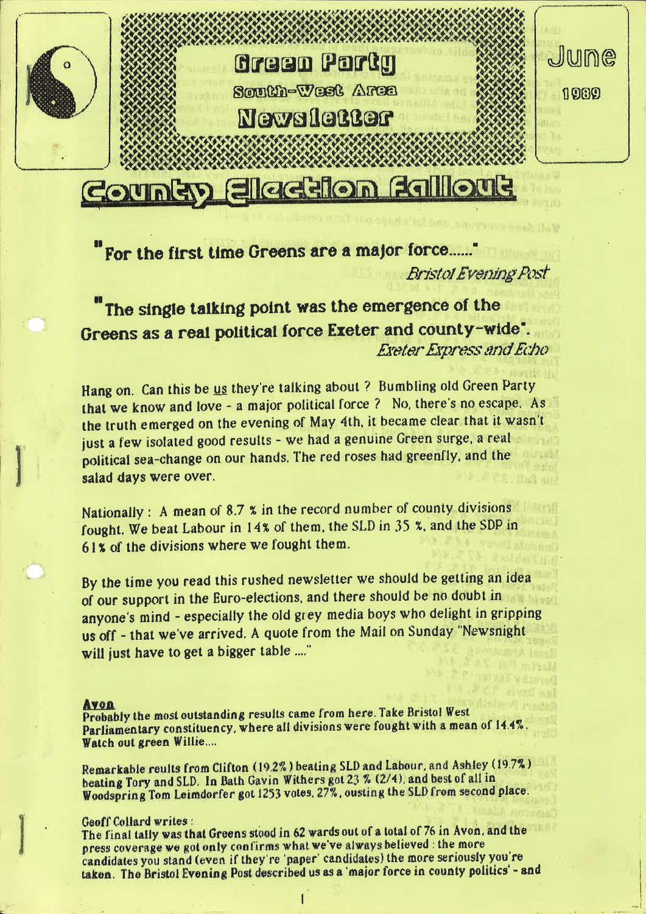# Green Party South-West Area Newsletter

June 1989

## County Election Fallout

**"For the first time Greens are a major force......"**

*Bristol Evening Post*

**"The single talking point was the emergence of the Greens as a real political force Exeter and county-wide".**

*Exeter Express and Echo*

Hang on. Can this be us they're talking about ? Bumbling old Green Party that we know and love - a major political force ? No, there's no escape. As the truth emerged on the evening of May 4th, it became clear that it wasn't just a few isolated good results - we had a genuine Green surge, a real political sea-change on our hands. The red roses had greenfly, and the salad days were over.

Nationally : A mean of 8.7 % in the record number of county divisions fought. We beat Labour in 14% of them, the SLD in 35 %, and the SDP in 61% of the divisions where we fought them.

By the time you read this rushed newsletter we should be getting an idea of our support in the Euro-elections, and there should be no doubt in anyone's mind - especially the old grey media boys who delight in gripping us off - that we've arrived. A quote from the Mail on Sunday "Newsnight will just have to get a bigger table ...."

**Avon**

**Probably the most outstanding results came from here. Take Bristol West Parliamentary constituency, where all divisions were fought with a mean of 14.4%. Watch out green Willie....**

**Remarkable reults from Clifton (19.2%) beating SLD and Labour, and Ashley (19.7%) beating Tory and SLD. In Bath Gavin Withers got 23 % (2/4), and best of all in Woodspring Tom Leimdorfer got 1253 votes, 27%, ousting the SLD from second place.**

**Geoff Collard writes :**

**The final tally was that Greens stood in 62 wards out of a total of 76 in Avon, and the press coverage we got only confirms what we've always believed : the more candidates you stand (even if they're 'paper' candidates) the more seriously you're taken. The Bristol Evening Post described us as a 'major force in county politics' - and**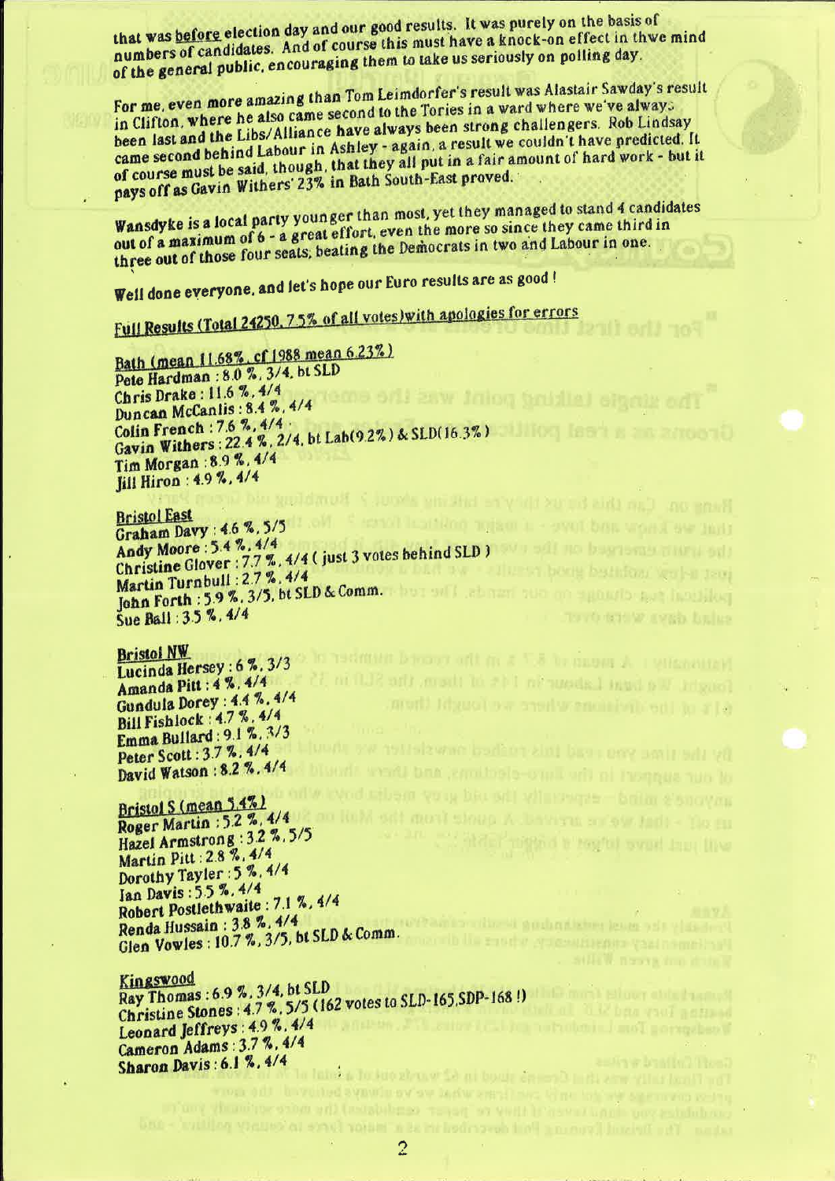that was before election day and our good results. It was purely on the basis of numbers of candidates. And of course this must have a knock-on effect in thwe mind of the general public, encouraging them to take us seriously on polling day.

For me, even more amazing than Tom Leimdorfer's result was Alastair Sawday's result in Clifton, where he also came second to the Tories in a ward where we've always been last and the Libs/Alliance have always been strong challengers. Rob Lindsay came second behind Labour in Ashley - again, a result we couldn't have predicted. It of course must be said, though, that they all put in a fair amount of hard work - but it pays off as Gavin Withers' 23% in Bath South-East proved.

Wansdyke is a local party younger than most, yet they managed to stand 4 candidates out of a maximum of 6 - a great effort, even the more so since they came third in three out of those four seats, beating the Democrats in two and Labour in one.

Well done everyone, and let's hope our Euro results are as good !

## Full Results (Total 24250, 7.5% of all votes) with apologies for errors

**Bath (mean 11.68%, cf 1988 mean 6.23%)**

Pete Hardman : 8.0 %, 3/4, bt SLD
Chris Drake : 11.6 %, 4/4
Duncan McCanlis : 8.4 %, 4/4
Colin French : 7.6 %, 4/4
Gavin Withers : 22.4 %, 2/4, bt Lab(9.2%) & SLD(16.3%)
Tim Morgan : 8.9 %, 4/4
Jill Hiron : 4.9 %, 4/4

**Bristol East**

Graham Davy : 4.6 %, 5/5
Andy Moore : 5.4 %, 4/4
Christine Glover : 7.7 %, 4/4 ( just 3 votes behind SLD )
Martin Turnbull : 2.7 %, 4/4
John Forth : 5.9 %, 3/5, bt SLD & Comm.
Sue Ball : 3.5 %, 4/4

**Bristol NW**

Lucinda Hersey : 6 %, 3/3
Amanda Pitt : 4 %, 4/4
Gundula Dorey : 4.4 %, 4/4
Bill Fishlock : 4.7 %, 4/4
Emma Bullard : 9.1 %, 3/3
Peter Scott : 3.7 %, 4/4
David Watson : 8.2 %, 4/4

**Bristol S (mean 5.4%)**

Roger Martin : 5.2 %, 4/4
Hazel Armstrong : 3.2 %, 5/5
Martin Pitt : 2.8 %, 4/4
Dorothy Tayler : 5 %, 4/4
Ian Davis : 5.5 %, 4/4
Robert Postlethwaite : 7.1 %, 4/4
Renda Hussain : 3.8 %, 4/4
Glen Vowles : 10.7 %, 3/5, bt SLD & Comm.

**Kingswood**

Ray Thomas : 6.9 %, 3/4, bt SLD
Christine Stones : 4.7 %, 5/5 (162 votes to SLD-165, SDP-168 !)
Leonard Jeffreys : 4.9 %, 4/4
Cameron Adams : 3.7 %, 4/4
Sharon Davis : 6.1 %, 4/4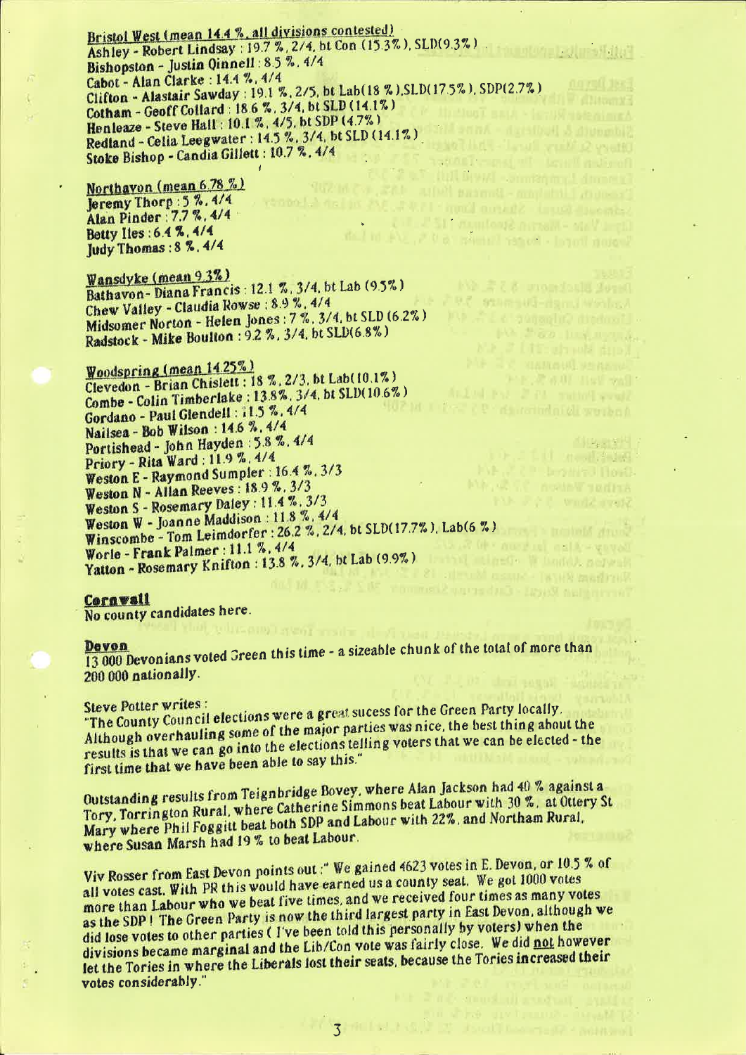**Bristol West (mean 14.4 %, all divisions contested)**
Ashley - Robert Lindsay : 19.7 %, 2/4, bt Con (15.3%), SLD(9.3%)
Bishopston - Justin Qinnell : 8.5 %, 4/4
Cabot - Alan Clarke : 14.4 %, 4/4
Clifton - Alastair Sawday : 19.1 %, 2/5, bt Lab(18 %), SLD(17.5%), SDP(2.7%)
Cotham - Geoff Collard : 18.6 %, 3/4, bt SLD (14.1%)
Henleaze - Steve Hall : 10.1 %, 4/5, bt SDP (4.7%)
Redland - Celia Leegwater : 14.5 %, 3/4, bt SLD (14.1%)
Stoke Bishop - Candia Gillett : 10.7 %, 4/4

**Northavon (mean 6.78 %)**
Jeremy Thorp : 5 %, 4/4
Alan Pinder : 7.7 %, 4/4
Betty Iles : 6.4 %, 4/4
Judy Thomas : 8 %, 4/4

**Wansdyke (mean 9.3%)**
Bathavon - Diana Francis : 12.1 %, 3/4, bt Lab (9.5%)
Chew Valley - Claudia Rowse : 8.9 %, 4/4
Midsomer Norton - Helen Jones : 7 %, 3/4, bt SLD (6.2%)
Radstock - Mike Boulton : 9.2 %, 3/4, bt SLD(6.8%)

**Woodspring (mean 14.25%)**
Clevedon - Brian Chislett : 18 %, 2/3, bt Lab(10.1%)
Combe - Colin Timberlake : 13.8%, 3/4, bt SLD(10.6%)
Gordano - Paul Glendell : 11.5 %, 4/4
Nailsea - Bob Wilson : 14.6 %, 4/4
Portishead - John Hayden : 5.8 %, 4/4
Priory - Rita Ward : 11.9 %, 4/4
Weston E - Raymond Sumpler : 16.4 %, 3/3
Weston N - Allan Reeves : 18.9 %, 3/3
Weston S - Rosemary Daley : 11.4 %, 3/3
Weston W - Joanne Maddison : 11.8 %, 4/4
Winscombe - Tom Leimdorfer : 26.2 %, 2/4, bt SLD(17.7%), Lab(6 %)
Worle - Frank Palmer : 11.1 %, 4/4
Yatton - Rosemary Knifton : 13.8 %, 3/4, bt Lab (9.9%)

**Cornwall**
No county candidates here.

**Devon**
13 000 Devonians voted Green this time - a sizeable chunk of the total of more than 200 000 nationally.

Steve Potter writes :
"The County Council elections were a great sucess for the Green Party locally. Although overhauling some of the major parties was nice, the best thing about the results is that we can go into the elections telling voters that we can be elected - the first time that we have been able to say this."

Outstanding results from Teignbridge Bovey, where Alan Jackson had 40 % against a Tory, Torrington Rural, where Catherine Simmons beat Labour with 30 %, at Ottery St Mary where Phil Foggitt beat both SDP and Labour with 22%, and Northam Rural, where Susan Marsh had 19 % to beat Labour.

Viv Rosser from East Devon points out :" We gained 4623 votes in E. Devon, or 10.5 % of all votes cast. With PR this would have earned us a county seat. We got 1000 votes more than Labour who we beat five times, and we received four times as many votes as the SDP ! The Green Party is now the third largest party in East Devon, although we did lose votes to other parties ( I've been told this personally by voters) when the divisions became marginal and the Lib/Con vote was fairly close. We did <u>not</u> however let the Tories in where the Liberals lost their seats, because the Tories increased their votes considerably."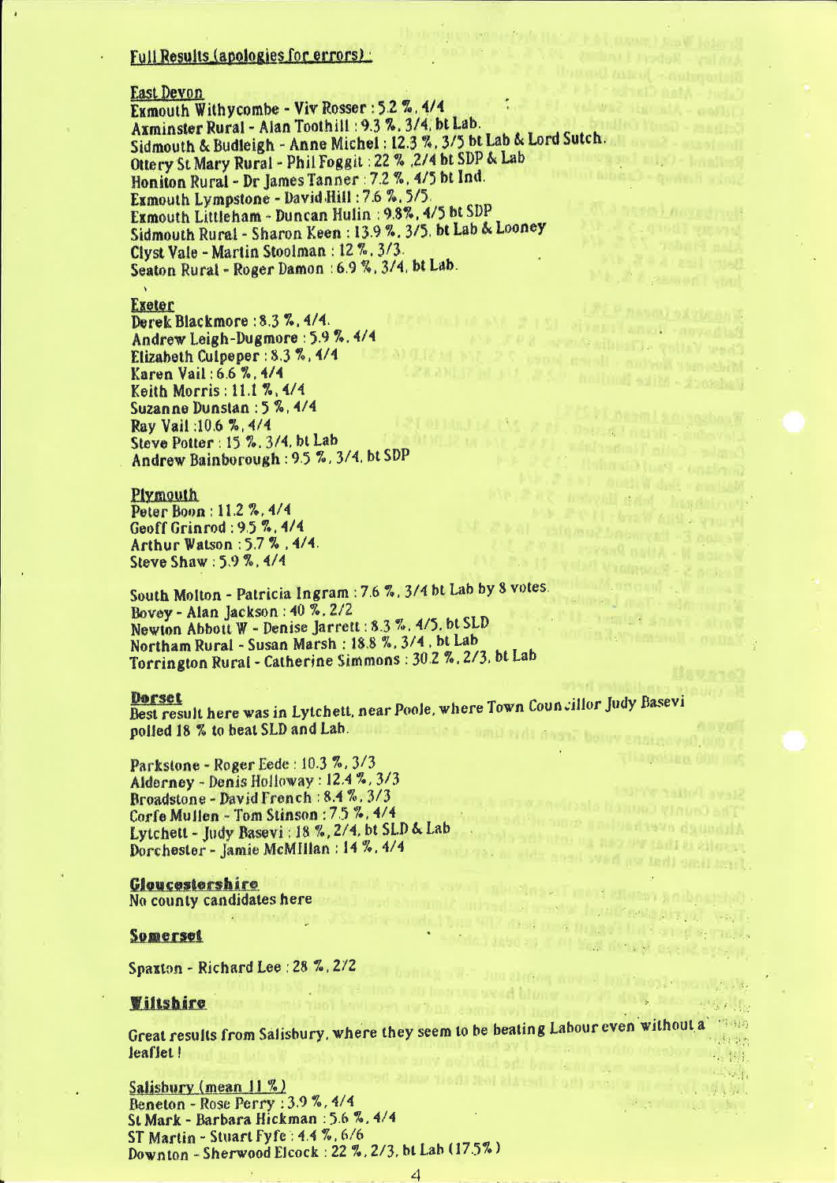## Full Results (apologies for errors) :

### East Devon

Exmouth Withycombe - Viv Rosser : 5.2 %, 4/4
Axminster Rural - Alan Toothill : 9.3 %, 3/4, bt Lab.
Sidmouth & Budleigh - Anne Michel : 12.3 %, 3/5 bt Lab & Lord Sutch.
Ottery St Mary Rural - Phil Foggit : 22 % ,2/4 bt SDP & Lab
Honiton Rural - Dr James Tanner : 7.2 %, 4/5 bt Ind.
Exmouth Lympstone - David Hill : 7.6 %, 5/5.
Exmouth Littleham - Duncan Hulin : 9.8%, 4/5 bt SDP
Sidmouth Rural - Sharon Keen : 13.9 %, 3/5, bt Lab & Looney
Clyst Vale - Martin Stoolman : 12 %, 3/3.
Seaton Rural - Roger Damon : 6.9 %, 3/4, bt Lab.

### Exeter

Derek Blackmore : 8.3 %, 4/4.
Andrew Leigh-Dugmore : 5.9 %, 4/4
Elizabeth Culpeper : 8.3 %, 4/4
Karen Vail : 6.6 %, 4/4
Keith Morris : 11.1 %, 4/4
Suzanne Dunstan : 5 %, 4/4
Ray Vail :10.6 %, 4/4
Steve Potter : 15 %. 3/4, bt Lab
Andrew Bainborough : 9.5 %, 3/4, bt SDP

### Plymouth

Peter Boon : 11.2 %, 4/4
Geoff Grinrod : 9.5 %, 4/4
Arthur Watson : 5.7 % , 4/4.
Steve Shaw : 5.9 %, 4/4

South Molton - Patricia Ingram : 7.6 %, 3/4 bt Lab by 8 votes.
Bovey - Alan Jackson : 40 %, 2/2
Newton Abbott W - Denise Jarrett : 8.3 %, 4/5, bt SLD
Northam Rural - Susan Marsh : 18.8 %, 3/4 , bt Lab
Torrington Rural - Catherine Simmons : 30.2 %, 2/3, bt Lab

### Dorset

Best result here was in Lytchett, near Poole, where Town Councillor Judy Basevi polled 18 % to beat SLD and Lab.

Parkstone - Roger Eede : 10.3 %, 3/3
Alderney - Denis Holloway : 12.4 %, 3/3
Broadstone - David French : 8.4 %, 3/3
Corfe Mullen - Tom Stinson : 7.5 %, 4/4
Lytchett - Judy Basevi : 18 %, 2/4, bt SLD & Lab
Dorchester - Jamie McMIllan : 14 %, 4/4

### Gloucestershire

No county candidates here

### Somerset

Spaxton - Richard Lee : 28 %, 2/2

### Wiltshire

Great results from Salisbury, where they seem to be beating Labour even without a leaflet !

Salisbury (mean 11 %)
Beneton - Rose Perry : 3.9 %, 4/4
St Mark - Barbara Hickman : 5.6 %, 4/4
ST Martin - Stuart Fyfe : 4.4 %, 6/6
Downton - Sherwood Elcock : 22 %, 2/3, bt Lab (17.5%)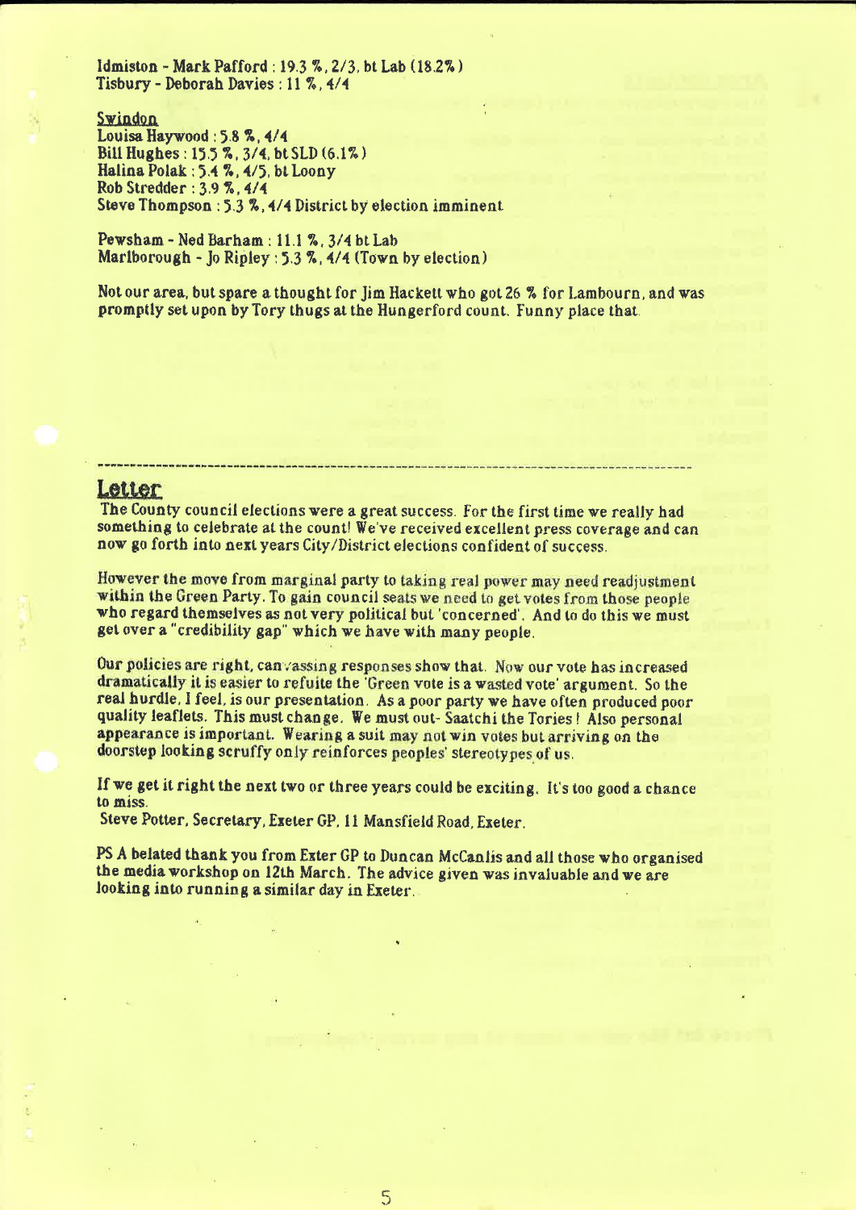Idmiston - Mark Pafford : 19.3 %, 2/3, bt Lab (18.2%)
Tisbury - Deborah Davies : 11 %, 4/4

**Swindon**
Louisa Haywood : 5.8 %, 4/4
Bill Hughes : 15.5 %, 3/4, bt SLD (6.1%)
Halina Polak : 5.4 %, 4/5, bt Loony
Rob Stredder : 3.9 %, 4/4
Steve Thompson : 5.3 %, 4/4 District by election imminent

Pewsham - Ned Barham : 11.1 %, 3/4 bt Lab
Marlborough - Jo Ripley : 5.3 %, 4/4 (Town by election)

Not our area, but spare a thought for Jim Hackett who got 26 % for Lambourn, and was promptly set upon by Tory thugs at the Hungerford count. Funny place that.

---

## Letter

The County council elections were a great success. For the first time we really had something to celebrate at the count! We've received excellent press coverage and can now go forth into next years City/District elections confident of success.

However the move from marginal party to taking real power may need readjustment within the Green Party. To gain council seats we need to get votes from those people who regard themselves as not very political but 'concerned'. And to do this we must get over a "credibility gap" which we have with many people.

Our policies are right, canvassing responses show that. Now our vote has increased dramatically it is easier to refuite the 'Green vote is a wasted vote' argument. So the real hurdle, I feel, is our presentation. As a poor party we have often produced poor quality leaflets. This must change. We must out- Saatchi the Tories! Also personal appearance is important. Wearing a suit may not win votes but arriving on the doorstep looking scruffy only reinforces peoples' stereotypes of us.

If we get it right the next two or three years could be exciting. It's too good a chance to miss.
Steve Potter, Secretary, Exeter GP, 11 Mansfield Road, Exeter.

PS A belated thank you from Exter GP to Duncan McCanlis and all those who organised the media workshop on 12th March. The advice given was invaluable and we are looking into running a similar day in Exeter.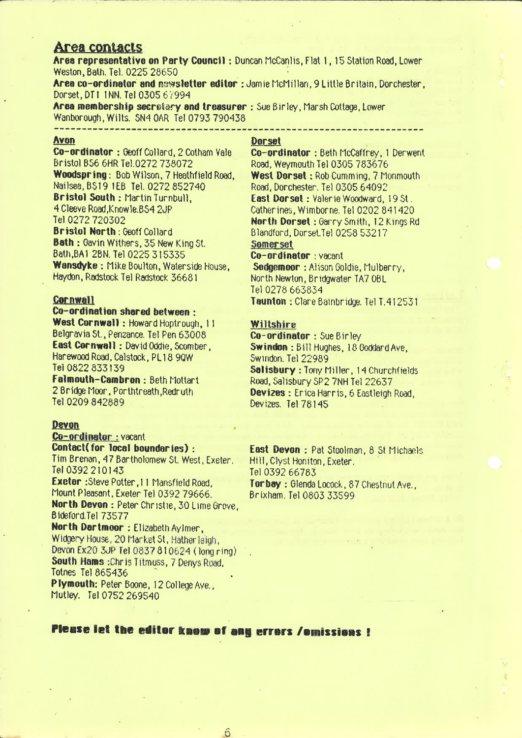## Area contacts

**Area representative on Party Council :** Duncan McCanlis, Flat 1, 15 Station Road, Lower Weston, Bath. Tel. 0225 28650

**Area co-ordinator and newsletter editor :** Jamie McMillan, 9 Little Britain, Dorchester, Dorset, DT1 1NN. Tel 0305 67994

**Area membership secretary and treasurer :** Sue Birley, Marsh Cottage, Lower Wanborough, Wilts. SN4 0AR Tel 0793 790438

---

### Avon

**Co-ordinator :** Geoff Collard, 2 Cotham Vale Bristol BS6 6HR Tel.0272 738072

**Woodspring :** Bob Wilson, 7 Heathfield Road, Nailsea, BS19 1EB Tel. 0272 852740

**Bristol South :** Martin Turnbull, 4 Cleeve Road,Knowle.BS4 2JP Tel 0272 720302

**Bristol North :** Geoff Collard

**Bath :** Gavin Withers, 35 New King St. Bath,BA1 2BN. Tel 0225 315335

**Wansdyke :** Mike Boulton, Waterside House, Haydon, Radstock Tel Radstock 36681

### Cornwall

**Co-ordination shared between :**

**West Cornwall :** Howard Hoptrough, 11 Belgravia St., Penzance. Tel Pen 63008

**East Cornwall :** David Oddie, Scomber, Harewood Road, Calstock, PL18 9QW Tel 0822 833139

**Falmouth-Cambron :** Beth Mottart 2 Bridge Moor, Porthtreath,Redruth Tel 0209 842889

### Devon

**Co-ordinator :** vacant

**Contact( for local boundaries) :** Tim Brenan, 47 Bartholomew St. West, Exeter. Tel 0392 210143

**Exeter :** Steve Potter, 11 Mansfield Road, Mount Pleasant, Exeter Tel 0392 79666.

**North Devon :** Peter Christie, 30 Lime Grove, Bideford.Tel 73577

**North Dartmoor :** Elizabeth Aylmer, Widgery House, 20 Market St, Hatherleigh, Devon Ex20 3JP Tel 0837 810624 ( long ring)

**South Hams :** Chris Titmuss, 7 Denys Road, Totnes Tel 865436

**Plymouth:** Peter Boone, 12 College Ave., Mutley. Tel 0752 269540

**East Devon :** Pat Stoolman, 8 St Michaels Hill, Clyst Honiton, Exeter. Tel 0392 66783

**Torbay :** Glenda Locock, 87 Chestnut Ave., Brixham. Tel 0803 33599

### Dorset

**Co-ordinator :** Beth McCaffrey, 1 Derwent Road, Weymouth Tel 0305 783676

**West Dorset :** Rob Cumming, 7 Monmouth Road, Dorchester. Tel 0305 64092

**East Dorset :** Valerie Woodward, 19 St. Catherines, Wimborne. Tel 0202 841420

**North Dorset :** Garry Smith, 12 Kings Rd Blandford, Dorset.Tel 0258 53217

### Somerset

**Co-ordinator :** vacant

**Sedgemoor :** Alison Goldie, Mulberry, North Newton, Bridgwater TA7 0BL Tel 0278 663834

**Taunton :** Clare Bainbridge. Tel T.412531

### Wiltshire

**Co-ordinator :** Sue Birley

**Swindon :** Bill Hughes, 18 Goddard Ave, Swindon. Tel 22989

**Salisbury :** Tony Miller, 14 Churchfields Road, Salisbury SP2 7NH Tel 22637

**Devizes :** Erica Harris, 6 Eastleigh Road, Devizes. Tel 78145

**Please let the editor know of any errors /omissions !**